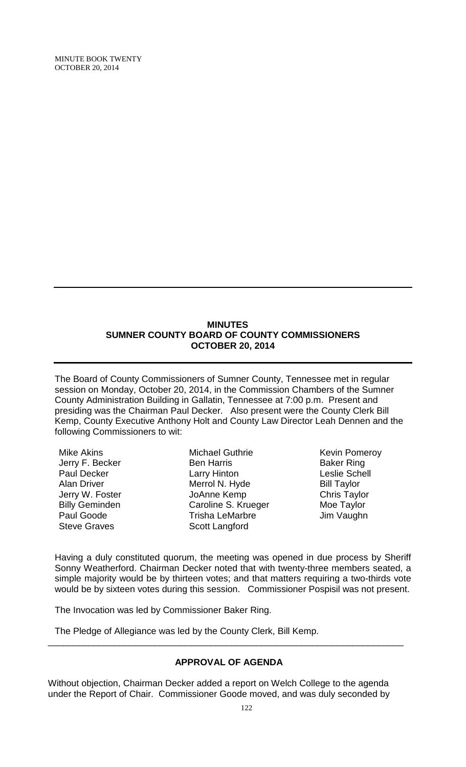## MINUTES
## SUMNER COUNTY BOARD OF COUNTY COMMISSIONERS
## OCTOBER 20, 2014

The Board of County Commissioners of Sumner County, Tennessee met in regular session on Monday, October 20, 2014, in the Commission Chambers of the Sumner County Administration Building in Gallatin, Tennessee at 7:00 p.m. Present and presiding was the Chairman Paul Decker. Also present were the County Clerk Bill Kemp, County Executive Anthony Holt and County Law Director Leah Dennen and the following Commissioners to wit:

| | | |
|---|---|---|
| Mike Akins | Michael Guthrie | Kevin Pomeroy |
| Jerry F. Becker | Ben Harris | Baker Ring |
| Paul Decker | Larry Hinton | Leslie Schell |
| Alan Driver | Merrol N. Hyde | Bill Taylor |
| Jerry W. Foster | JoAnne Kemp | Chris Taylor |
| Billy Geminden | Caroline S. Krueger | Moe Taylor |
| Paul Goode | Trisha LeMarbre | Jim Vaughn |
| Steve Graves | Scott Langford | |

Having a duly constituted quorum, the meeting was opened in due process by Sheriff Sonny Weatherford. Chairman Decker noted that with twenty-three members seated, a simple majority would be by thirteen votes; and that matters requiring a two-thirds vote would be by sixteen votes during this session. Commissioner Pospisil was not present.

The Invocation was led by Commissioner Baker Ring.

The Pledge of Allegiance was led by the County Clerk, Bill Kemp.

---

### APPROVAL OF AGENDA

Without objection, Chairman Decker added a report on Welch College to the agenda under the Report of Chair. Commissioner Goode moved, and was duly seconded by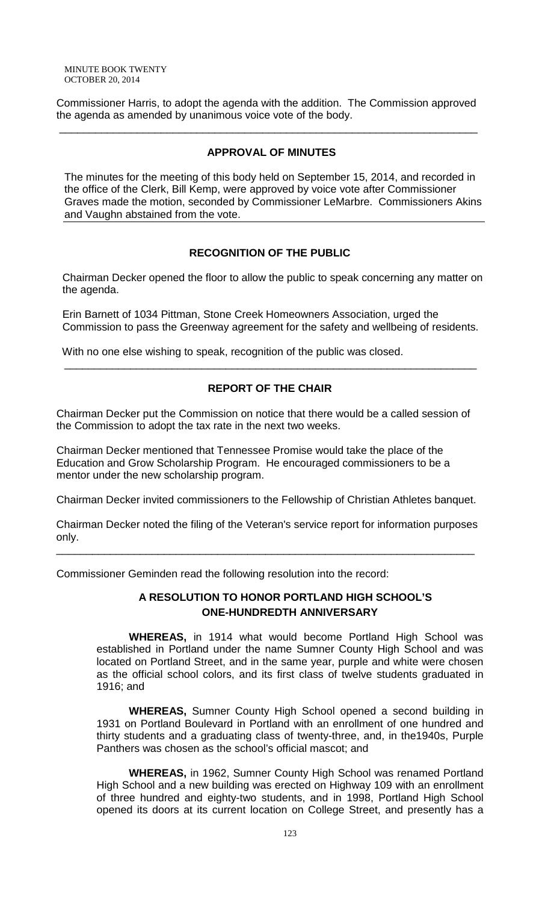Commissioner Harris, to adopt the agenda with the addition. The Commission approved the agenda as amended by unanimous voice vote of the body.

---

## APPROVAL OF MINUTES

The minutes for the meeting of this body held on September 15, 2014, and recorded in the office of the Clerk, Bill Kemp, were approved by voice vote after Commissioner Graves made the motion, seconded by Commissioner LeMarbre. Commissioners Akins and Vaughn abstained from the vote.

---

## RECOGNITION OF THE PUBLIC

Chairman Decker opened the floor to allow the public to speak concerning any matter on the agenda.

Erin Barnett of 1034 Pittman, Stone Creek Homeowners Association, urged the Commission to pass the Greenway agreement for the safety and wellbeing of residents.

With no one else wishing to speak, recognition of the public was closed.

---

## REPORT OF THE CHAIR

Chairman Decker put the Commission on notice that there would be a called session of the Commission to adopt the tax rate in the next two weeks.

Chairman Decker mentioned that Tennessee Promise would take the place of the Education and Grow Scholarship Program. He encouraged commissioners to be a mentor under the new scholarship program.

Chairman Decker invited commissioners to the Fellowship of Christian Athletes banquet.

Chairman Decker noted the filing of the Veteran's service report for information purposes only.

---

Commissioner Geminden read the following resolution into the record:

## A RESOLUTION TO HONOR PORTLAND HIGH SCHOOL'S ONE-HUNDREDTH ANNIVERSARY

**WHEREAS,** in 1914 what would become Portland High School was established in Portland under the name Sumner County High School and was located on Portland Street, and in the same year, purple and white were chosen as the official school colors, and its first class of twelve students graduated in 1916; and

**WHEREAS,** Sumner County High School opened a second building in 1931 on Portland Boulevard in Portland with an enrollment of one hundred and thirty students and a graduating class of twenty-three, and, in the1940s, Purple Panthers was chosen as the school's official mascot; and

**WHEREAS,** in 1962, Sumner County High School was renamed Portland High School and a new building was erected on Highway 109 with an enrollment of three hundred and eighty-two students, and in 1998, Portland High School opened its doors at its current location on College Street, and presently has a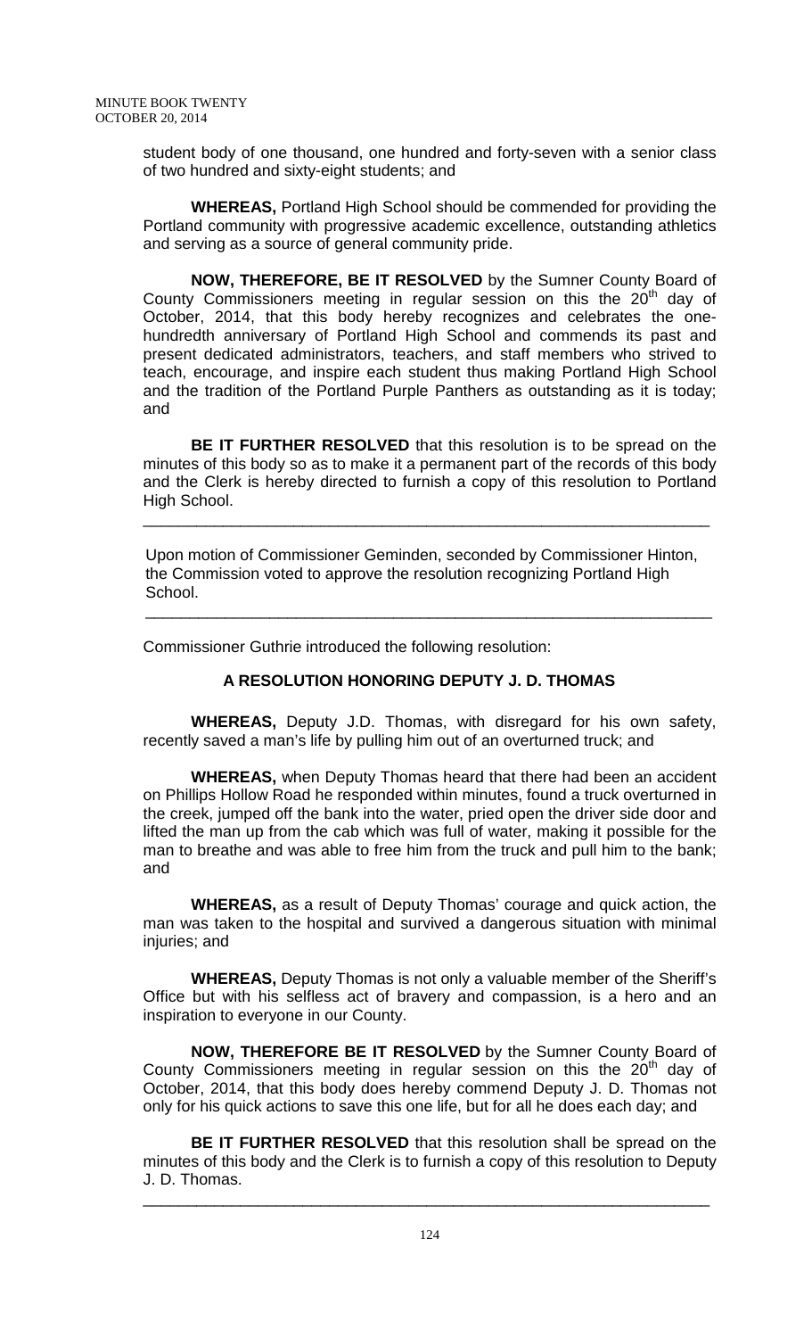student body of one thousand, one hundred and forty-seven with a senior class of two hundred and sixty-eight students; and

**WHEREAS,** Portland High School should be commended for providing the Portland community with progressive academic excellence, outstanding athletics and serving as a source of general community pride.

**NOW, THEREFORE, BE IT RESOLVED** by the Sumner County Board of County Commissioners meeting in regular session on this the 20th day of October, 2014, that this body hereby recognizes and celebrates the one-hundredth anniversary of Portland High School and commends its past and present dedicated administrators, teachers, and staff members who strived to teach, encourage, and inspire each student thus making Portland High School and the tradition of the Portland Purple Panthers as outstanding as it is today; and

**BE IT FURTHER RESOLVED** that this resolution is to be spread on the minutes of this body so as to make it a permanent part of the records of this body and the Clerk is hereby directed to furnish a copy of this resolution to Portland High School.

---

Upon motion of Commissioner Geminden, seconded by Commissioner Hinton, the Commission voted to approve the resolution recognizing Portland High School.

---

Commissioner Guthrie introduced the following resolution:

**A RESOLUTION HONORING DEPUTY J. D. THOMAS**

**WHEREAS,** Deputy J.D. Thomas, with disregard for his own safety, recently saved a man's life by pulling him out of an overturned truck; and

**WHEREAS,** when Deputy Thomas heard that there had been an accident on Phillips Hollow Road he responded within minutes, found a truck overturned in the creek, jumped off the bank into the water, pried open the driver side door and lifted the man up from the cab which was full of water, making it possible for the man to breathe and was able to free him from the truck and pull him to the bank; and

**WHEREAS,** as a result of Deputy Thomas' courage and quick action, the man was taken to the hospital and survived a dangerous situation with minimal injuries; and

**WHEREAS,** Deputy Thomas is not only a valuable member of the Sheriff's Office but with his selfless act of bravery and compassion, is a hero and an inspiration to everyone in our County.

**NOW, THEREFORE BE IT RESOLVED** by the Sumner County Board of County Commissioners meeting in regular session on this the 20th day of October, 2014, that this body does hereby commend Deputy J. D. Thomas not only for his quick actions to save this one life, but for all he does each day; and

**BE IT FURTHER RESOLVED** that this resolution shall be spread on the minutes of this body and the Clerk is to furnish a copy of this resolution to Deputy J. D. Thomas.

---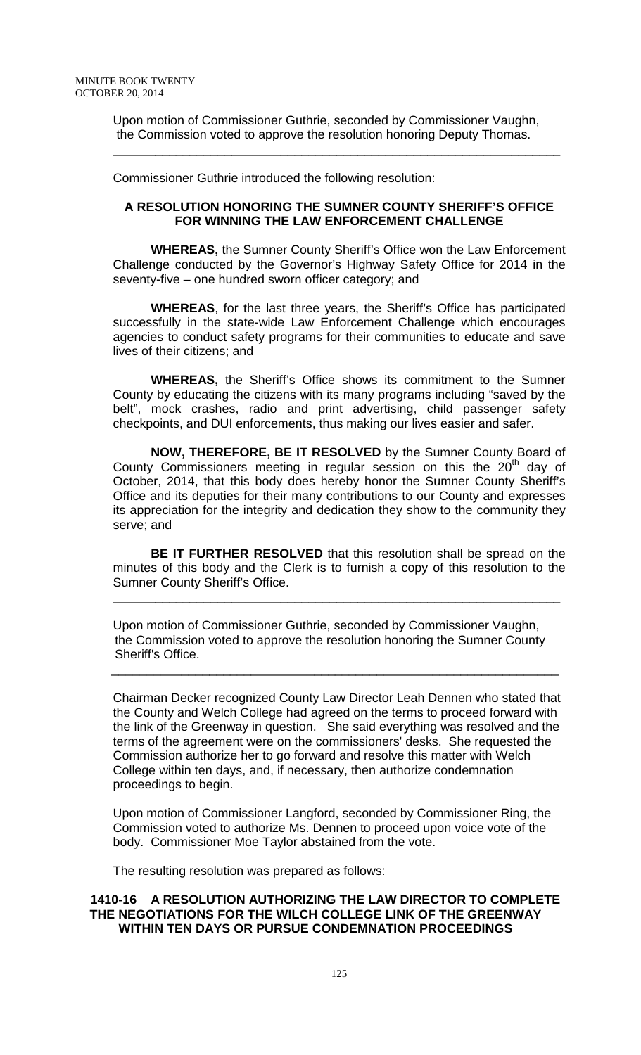Upon motion of Commissioner Guthrie, seconded by Commissioner Vaughn, the Commission voted to approve the resolution honoring Deputy Thomas.

---

Commissioner Guthrie introduced the following resolution:

**A RESOLUTION HONORING THE SUMNER COUNTY SHERIFF'S OFFICE FOR WINNING THE LAW ENFORCEMENT CHALLENGE**

**WHEREAS,** the Sumner County Sheriff's Office won the Law Enforcement Challenge conducted by the Governor's Highway Safety Office for 2014 in the seventy-five – one hundred sworn officer category; and

**WHEREAS**, for the last three years, the Sheriff's Office has participated successfully in the state-wide Law Enforcement Challenge which encourages agencies to conduct safety programs for their communities to educate and save lives of their citizens; and

**WHEREAS,** the Sheriff's Office shows its commitment to the Sumner County by educating the citizens with its many programs including "saved by the belt", mock crashes, radio and print advertising, child passenger safety checkpoints, and DUI enforcements, thus making our lives easier and safer.

**NOW, THEREFORE, BE IT RESOLVED** by the Sumner County Board of County Commissioners meeting in regular session on this the 20th day of October, 2014, that this body does hereby honor the Sumner County Sheriff's Office and its deputies for their many contributions to our County and expresses its appreciation for the integrity and dedication they show to the community they serve; and

**BE IT FURTHER RESOLVED** that this resolution shall be spread on the minutes of this body and the Clerk is to furnish a copy of this resolution to the Sumner County Sheriff's Office.

---

Upon motion of Commissioner Guthrie, seconded by Commissioner Vaughn, the Commission voted to approve the resolution honoring the Sumner County Sheriff's Office.

---

Chairman Decker recognized County Law Director Leah Dennen who stated that the County and Welch College had agreed on the terms to proceed forward with the link of the Greenway in question. She said everything was resolved and the terms of the agreement were on the commissioners' desks. She requested the Commission authorize her to go forward and resolve this matter with Welch College within ten days, and, if necessary, then authorize condemnation proceedings to begin.

Upon motion of Commissioner Langford, seconded by Commissioner Ring, the Commission voted to authorize Ms. Dennen to proceed upon voice vote of the body. Commissioner Moe Taylor abstained from the vote.

The resulting resolution was prepared as follows:

**1410-16 A RESOLUTION AUTHORIZING THE LAW DIRECTOR TO COMPLETE THE NEGOTIATIONS FOR THE WILCH COLLEGE LINK OF THE GREENWAY WITHIN TEN DAYS OR PURSUE CONDEMNATION PROCEEDINGS**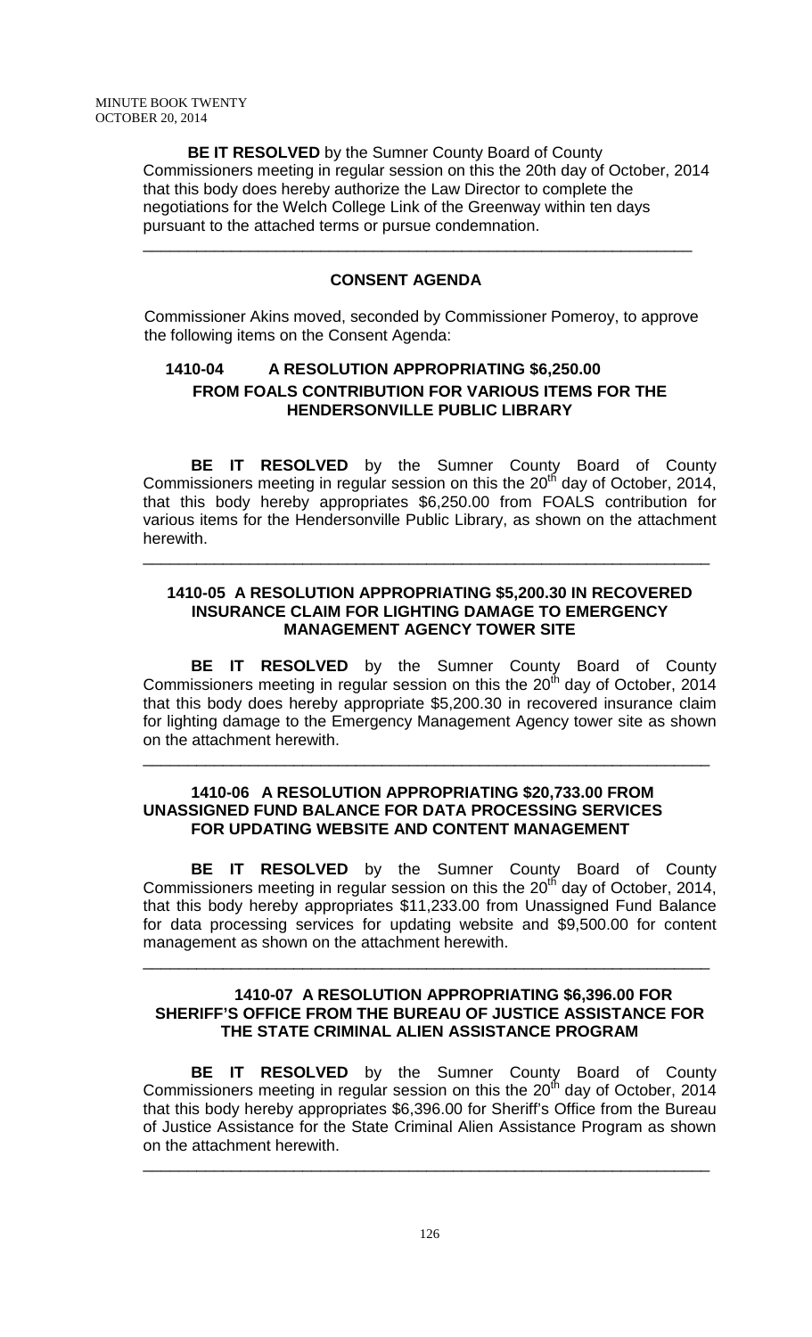**BE IT RESOLVED** by the Sumner County Board of County Commissioners meeting in regular session on this the 20th day of October, 2014 that this body does hereby authorize the Law Director to complete the negotiations for the Welch College Link of the Greenway within ten days pursuant to the attached terms or pursue condemnation.

---

## CONSENT AGENDA

Commissioner Akins moved, seconded by Commissioner Pomeroy, to approve the following items on the Consent Agenda:

### 1410-04 A RESOLUTION APPROPRIATING $6,250.00 FROM FOALS CONTRIBUTION FOR VARIOUS ITEMS FOR THE HENDERSONVILLE PUBLIC LIBRARY

**BE IT RESOLVED** by the Sumner County Board of County Commissioners meeting in regular session on this the 20th day of October, 2014, that this body hereby appropriates $6,250.00 from FOALS contribution for various items for the Hendersonville Public Library, as shown on the attachment herewith.

---

### 1410-05 A RESOLUTION APPROPRIATING $5,200.30 IN RECOVERED INSURANCE CLAIM FOR LIGHTING DAMAGE TO EMERGENCY MANAGEMENT AGENCY TOWER SITE

**BE IT RESOLVED** by the Sumner County Board of County Commissioners meeting in regular session on this the 20th day of October, 2014 that this body does hereby appropriate $5,200.30 in recovered insurance claim for lighting damage to the Emergency Management Agency tower site as shown on the attachment herewith.

---

### 1410-06 A RESOLUTION APPROPRIATING $20,733.00 FROM UNASSIGNED FUND BALANCE FOR DATA PROCESSING SERVICES FOR UPDATING WEBSITE AND CONTENT MANAGEMENT

**BE IT RESOLVED** by the Sumner County Board of County Commissioners meeting in regular session on this the 20th day of October, 2014, that this body hereby appropriates $11,233.00 from Unassigned Fund Balance for data processing services for updating website and $9,500.00 for content management as shown on the attachment herewith.

---

### 1410-07 A RESOLUTION APPROPRIATING $6,396.00 FOR SHERIFF'S OFFICE FROM THE BUREAU OF JUSTICE ASSISTANCE FOR THE STATE CRIMINAL ALIEN ASSISTANCE PROGRAM

**BE IT RESOLVED** by the Sumner County Board of County Commissioners meeting in regular session on this the 20th day of October, 2014 that this body hereby appropriates $6,396.00 for Sheriff's Office from the Bureau of Justice Assistance for the State Criminal Alien Assistance Program as shown on the attachment herewith.

---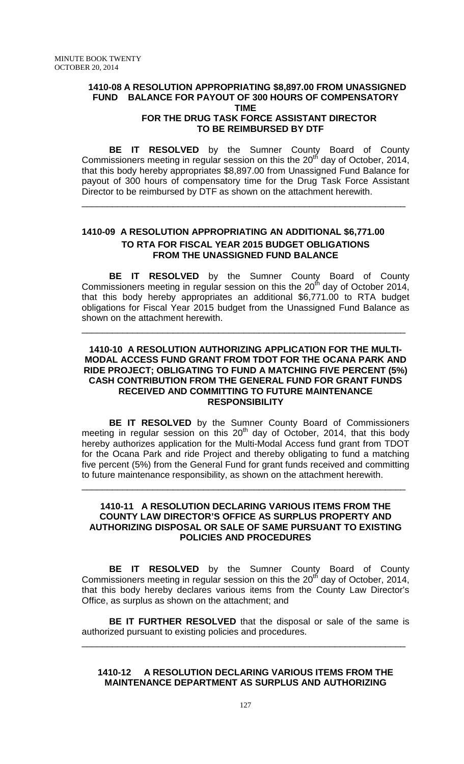**1410-08 A RESOLUTION APPROPRIATING $8,897.00 FROM UNASSIGNED FUND BALANCE FOR PAYOUT OF 300 HOURS OF COMPENSATORY TIME FOR THE DRUG TASK FORCE ASSISTANT DIRECTOR TO BE REIMBURSED BY DTF**

**BE IT RESOLVED** by the Sumner County Board of County Commissioners meeting in regular session on this the 20th day of October, 2014, that this body hereby appropriates $8,897.00 from Unassigned Fund Balance for payout of 300 hours of compensatory time for the Drug Task Force Assistant Director to be reimbursed by DTF as shown on the attachment herewith.

---

**1410-09 A RESOLUTION APPROPRIATING AN ADDITIONAL $6,771.00 TO RTA FOR FISCAL YEAR 2015 BUDGET OBLIGATIONS FROM THE UNASSIGNED FUND BALANCE**

**BE IT RESOLVED** by the Sumner County Board of County Commissioners meeting in regular session on this the 20th day of October 2014, that this body hereby appropriates an additional $6,771.00 to RTA budget obligations for Fiscal Year 2015 budget from the Unassigned Fund Balance as shown on the attachment herewith.

---

**1410-10 A RESOLUTION AUTHORIZING APPLICATION FOR THE MULTI-MODAL ACCESS FUND GRANT FROM TDOT FOR THE OCANA PARK AND RIDE PROJECT; OBLIGATING TO FUND A MATCHING FIVE PERCENT (5%) CASH CONTRIBUTION FROM THE GENERAL FUND FOR GRANT FUNDS RECEIVED AND COMMITTING TO FUTURE MAINTENANCE RESPONSIBILITY**

**BE IT RESOLVED** by the Sumner County Board of Commissioners meeting in regular session on this 20th day of October, 2014, that this body hereby authorizes application for the Multi-Modal Access fund grant from TDOT for the Ocana Park and ride Project and thereby obligating to fund a matching five percent (5%) from the General Fund for grant funds received and committing to future maintenance responsibility, as shown on the attachment herewith.

---

**1410-11 A RESOLUTION DECLARING VARIOUS ITEMS FROM THE COUNTY LAW DIRECTOR'S OFFICE AS SURPLUS PROPERTY AND AUTHORIZING DISPOSAL OR SALE OF SAME PURSUANT TO EXISTING POLICIES AND PROCEDURES**

**BE IT RESOLVED** by the Sumner County Board of County Commissioners meeting in regular session on this the 20th day of October, 2014, that this body hereby declares various items from the County Law Director's Office, as surplus as shown on the attachment; and

**BE IT FURTHER RESOLVED** that the disposal or sale of the same is authorized pursuant to existing policies and procedures.

---

**1410-12 A RESOLUTION DECLARING VARIOUS ITEMS FROM THE MAINTENANCE DEPARTMENT AS SURPLUS AND AUTHORIZING**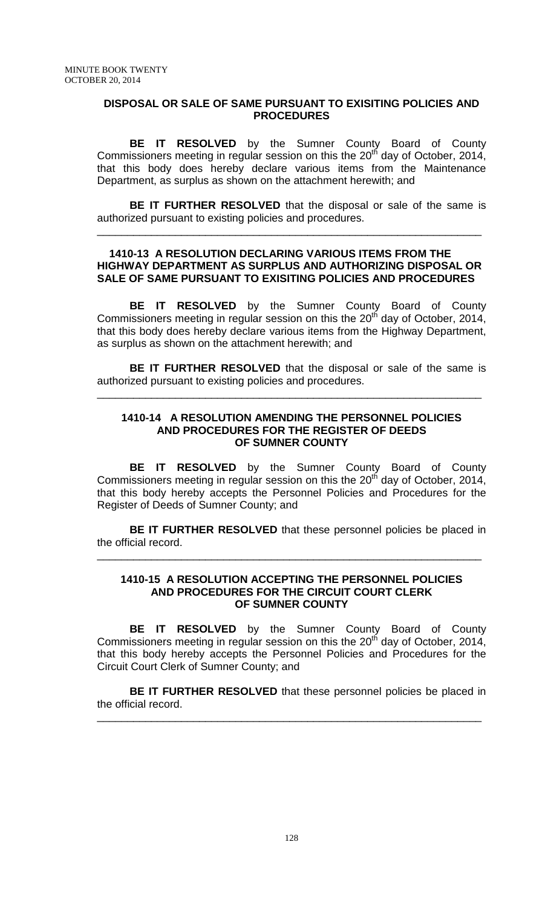**DISPOSAL OR SALE OF SAME PURSUANT TO EXISITING POLICIES AND PROCEDURES**

**BE IT RESOLVED** by the Sumner County Board of County Commissioners meeting in regular session on this the 20th day of October, 2014, that this body does hereby declare various items from the Maintenance Department, as surplus as shown on the attachment herewith; and

**BE IT FURTHER RESOLVED** that the disposal or sale of the same is authorized pursuant to existing policies and procedures.

---

**1410-13 A RESOLUTION DECLARING VARIOUS ITEMS FROM THE HIGHWAY DEPARTMENT AS SURPLUS AND AUTHORIZING DISPOSAL OR SALE OF SAME PURSUANT TO EXISITING POLICIES AND PROCEDURES**

**BE IT RESOLVED** by the Sumner County Board of County Commissioners meeting in regular session on this the 20th day of October, 2014, that this body does hereby declare various items from the Highway Department, as surplus as shown on the attachment herewith; and

**BE IT FURTHER RESOLVED** that the disposal or sale of the same is authorized pursuant to existing policies and procedures.

---

**1410-14 A RESOLUTION AMENDING THE PERSONNEL POLICIES AND PROCEDURES FOR THE REGISTER OF DEEDS OF SUMNER COUNTY**

**BE IT RESOLVED** by the Sumner County Board of County Commissioners meeting in regular session on this the 20th day of October, 2014, that this body hereby accepts the Personnel Policies and Procedures for the Register of Deeds of Sumner County; and

**BE IT FURTHER RESOLVED** that these personnel policies be placed in the official record.

---

**1410-15 A RESOLUTION ACCEPTING THE PERSONNEL POLICIES AND PROCEDURES FOR THE CIRCUIT COURT CLERK OF SUMNER COUNTY**

**BE IT RESOLVED** by the Sumner County Board of County Commissioners meeting in regular session on this the 20th day of October, 2014, that this body hereby accepts the Personnel Policies and Procedures for the Circuit Court Clerk of Sumner County; and

**BE IT FURTHER RESOLVED** that these personnel policies be placed in the official record.

---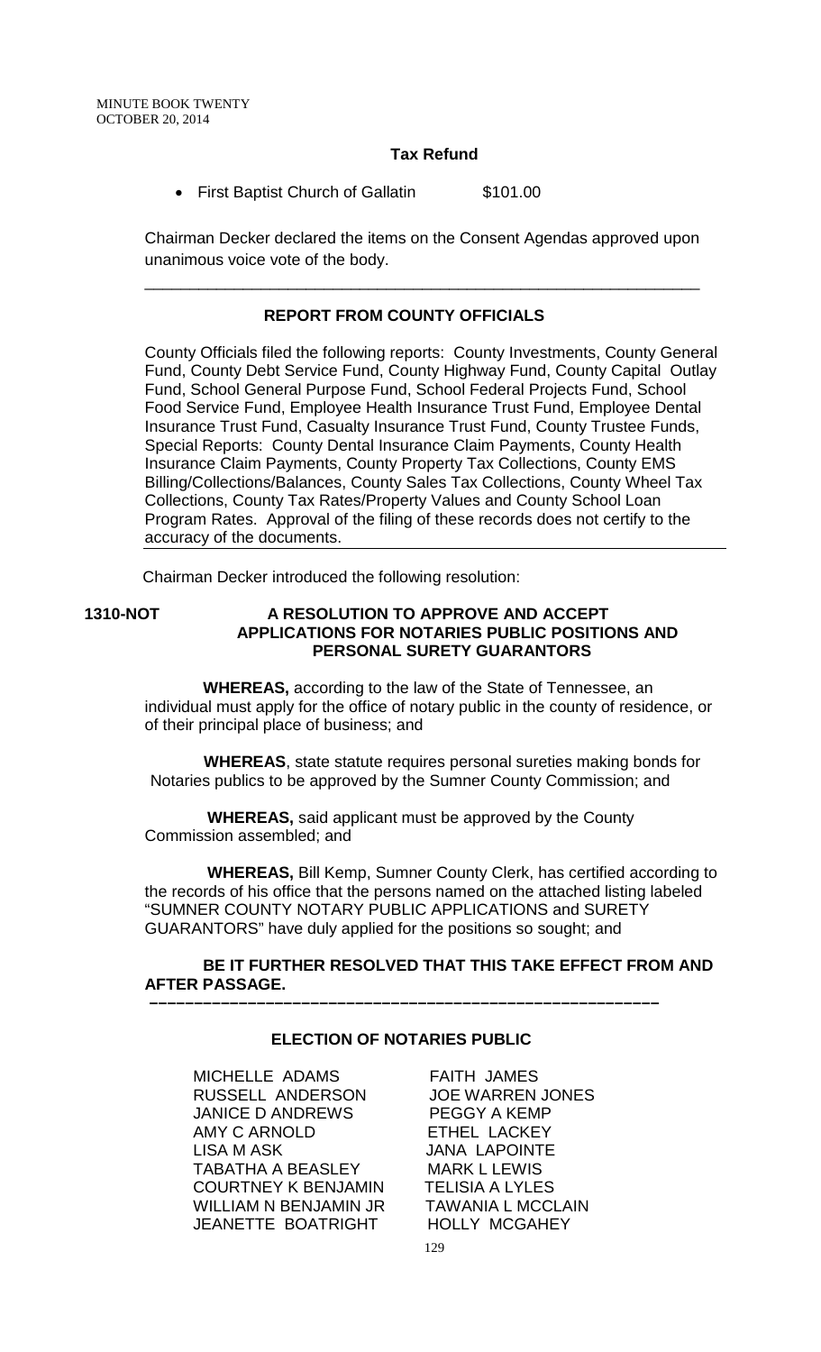**Tax Refund**

- First Baptist Church of Gallatin $101.00

Chairman Decker declared the items on the Consent Agendas approved upon unanimous voice vote of the body.

---

**REPORT FROM COUNTY OFFICIALS**

County Officials filed the following reports: County Investments, County General Fund, County Debt Service Fund, County Highway Fund, County Capital Outlay Fund, School General Purpose Fund, School Federal Projects Fund, School Food Service Fund, Employee Health Insurance Trust Fund, Employee Dental Insurance Trust Fund, Casualty Insurance Trust Fund, County Trustee Funds, Special Reports: County Dental Insurance Claim Payments, County Health Insurance Claim Payments, County Property Tax Collections, County EMS Billing/Collections/Balances, County Sales Tax Collections, County Wheel Tax Collections, County Tax Rates/Property Values and County School Loan Program Rates. Approval of the filing of these records does not certify to the accuracy of the documents.

Chairman Decker introduced the following resolution:

**1310-NOT A RESOLUTION TO APPROVE AND ACCEPT APPLICATIONS FOR NOTARIES PUBLIC POSITIONS AND PERSONAL SURETY GUARANTORS**

**WHEREAS,** according to the law of the State of Tennessee, an individual must apply for the office of notary public in the county of residence, or of their principal place of business; and

**WHEREAS**, state statute requires personal sureties making bonds for Notaries publics to be approved by the Sumner County Commission; and

**WHEREAS,** said applicant must be approved by the County Commission assembled; and

**WHEREAS,** Bill Kemp, Sumner County Clerk, has certified according to the records of his office that the persons named on the attached listing labeled "SUMNER COUNTY NOTARY PUBLIC APPLICATIONS and SURETY GUARANTORS" have duly applied for the positions so sought; and

**BE IT FURTHER RESOLVED THAT THIS TAKE EFFECT FROM AND AFTER PASSAGE.**

---

**ELECTION OF NOTARIES PUBLIC**

MICHELLE ADAMS
RUSSELL ANDERSON
JANICE D ANDREWS
AMY C ARNOLD
LISA M ASK
TABATHA A BEASLEY
COURTNEY K BENJAMIN
WILLIAM N BENJAMIN JR
JEANETTE BOATRIGHT
FAITH JAMES
JOE WARREN JONES
PEGGY A KEMP
ETHEL LACKEY
JANA LAPOINTE
MARK L LEWIS
TELISIA A LYLES
TAWANIA L MCCLAIN
HOLLY MCGAHEY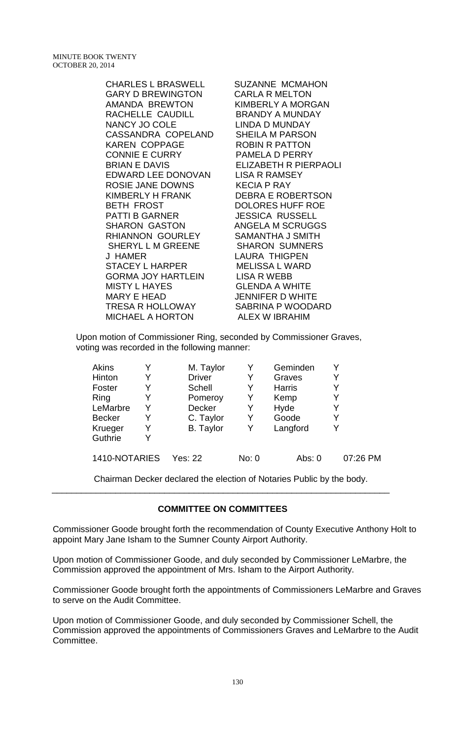| | |
|---|---|
| CHARLES L BRASWELL | SUZANNE MCMAHON |
| GARY D BREWINGTON | CARLA R MELTON |
| AMANDA BREWTON | KIMBERLY A MORGAN |
| RACHELLE CAUDILL | BRANDY A MUNDAY |
| NANCY JO COLE | LINDA D MUNDAY |
| CASSANDRA COPELAND | SHEILA M PARSON |
| KAREN COPPAGE | ROBIN R PATTON |
| CONNIE E CURRY | PAMELA D PERRY |
| BRIAN E DAVIS | ELIZABETH R PIERPAOLI |
| EDWARD LEE DONOVAN | LISA R RAMSEY |
| ROSIE JANE DOWNS | KECIA P RAY |
| KIMBERLY H FRANK | DEBRA E ROBERTSON |
| BETH FROST | DOLORES HUFF ROE |
| PATTI B GARNER | JESSICA RUSSELL |
| SHARON GASTON | ANGELA M SCRUGGS |
| RHIANNON GOURLEY | SAMANTHA J SMITH |
| SHERYL L M GREENE | SHARON SUMNERS |
| J HAMER | LAURA THIGPEN |
| STACEY L HARPER | MELISSA L WARD |
| GORMA JOY HARTLEIN | LISA R WEBB |
| MISTY L HAYES | GLENDA A WHITE |
| MARY E HEAD | JENNIFER D WHITE |
| TRESA R HOLLOWAY | SABRINA P WOODARD |
| MICHAEL A HORTON | ALEX W IBRAHIM |

Upon motion of Commissioner Ring, seconded by Commissioner Graves, voting was recorded in the following manner:

| | | | | | |
|---|---|---|---|---|---|
| Akins | Y | M. Taylor | Y | Geminden | Y |
| Hinton | Y | Driver | Y | Graves | Y |
| Foster | Y | Schell | Y | Harris | Y |
| Ring | Y | Pomeroy | Y | Kemp | Y |
| LeMarbre | Y | Decker | Y | Hyde | Y |
| Becker | Y | C. Taylor | Y | Goode | Y |
| Krueger | Y | B. Taylor | Y | Langford | Y |
| Guthrie | Y | | | | |

1410-NOTARIES Yes: 22 No: 0 Abs: 0 07:26 PM

Chairman Decker declared the election of Notaries Public by the body.

---

## COMMITTEE ON COMMITTEES

Commissioner Goode brought forth the recommendation of County Executive Anthony Holt to appoint Mary Jane Isham to the Sumner County Airport Authority.

Upon motion of Commissioner Goode, and duly seconded by Commissioner LeMarbre, the Commission approved the appointment of Mrs. Isham to the Airport Authority.

Commissioner Goode brought forth the appointments of Commissioners LeMarbre and Graves to serve on the Audit Committee.

Upon motion of Commissioner Goode, and duly seconded by Commissioner Schell, the Commission approved the appointments of Commissioners Graves and LeMarbre to the Audit Committee.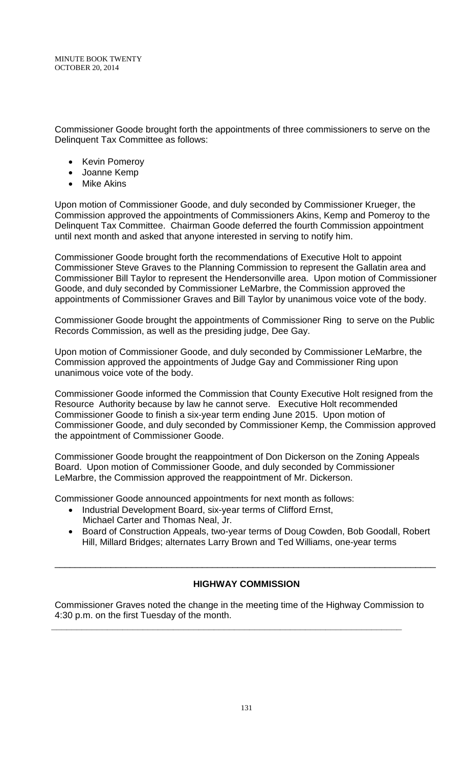Commissioner Goode brought forth the appointments of three commissioners to serve on the Delinquent Tax Committee as follows:

- Kevin Pomeroy
- Joanne Kemp
- Mike Akins

Upon motion of Commissioner Goode, and duly seconded by Commissioner Krueger, the Commission approved the appointments of Commissioners Akins, Kemp and Pomeroy to the Delinquent Tax Committee. Chairman Goode deferred the fourth Commission appointment until next month and asked that anyone interested in serving to notify him.

Commissioner Goode brought forth the recommendations of Executive Holt to appoint Commissioner Steve Graves to the Planning Commission to represent the Gallatin area and Commissioner Bill Taylor to represent the Hendersonville area. Upon motion of Commissioner Goode, and duly seconded by Commissioner LeMarbre, the Commission approved the appointments of Commissioner Graves and Bill Taylor by unanimous voice vote of the body.

Commissioner Goode brought the appointments of Commissioner Ring to serve on the Public Records Commission, as well as the presiding judge, Dee Gay.

Upon motion of Commissioner Goode, and duly seconded by Commissioner LeMarbre, the Commission approved the appointments of Judge Gay and Commissioner Ring upon unanimous voice vote of the body.

Commissioner Goode informed the Commission that County Executive Holt resigned from the Resource Authority because by law he cannot serve. Executive Holt recommended Commissioner Goode to finish a six-year term ending June 2015. Upon motion of Commissioner Goode, and duly seconded by Commissioner Kemp, the Commission approved the appointment of Commissioner Goode.

Commissioner Goode brought the reappointment of Don Dickerson on the Zoning Appeals Board. Upon motion of Commissioner Goode, and duly seconded by Commissioner LeMarbre, the Commission approved the reappointment of Mr. Dickerson.

Commissioner Goode announced appointments for next month as follows:

- Industrial Development Board, six-year terms of Clifford Ernst, Michael Carter and Thomas Neal, Jr.
- Board of Construction Appeals, two-year terms of Doug Cowden, Bob Goodall, Robert Hill, Millard Bridges; alternates Larry Brown and Ted Williams, one-year terms

---

## HIGHWAY COMMISSION

Commissioner Graves noted the change in the meeting time of the Highway Commission to 4:30 p.m. on the first Tuesday of the month.

---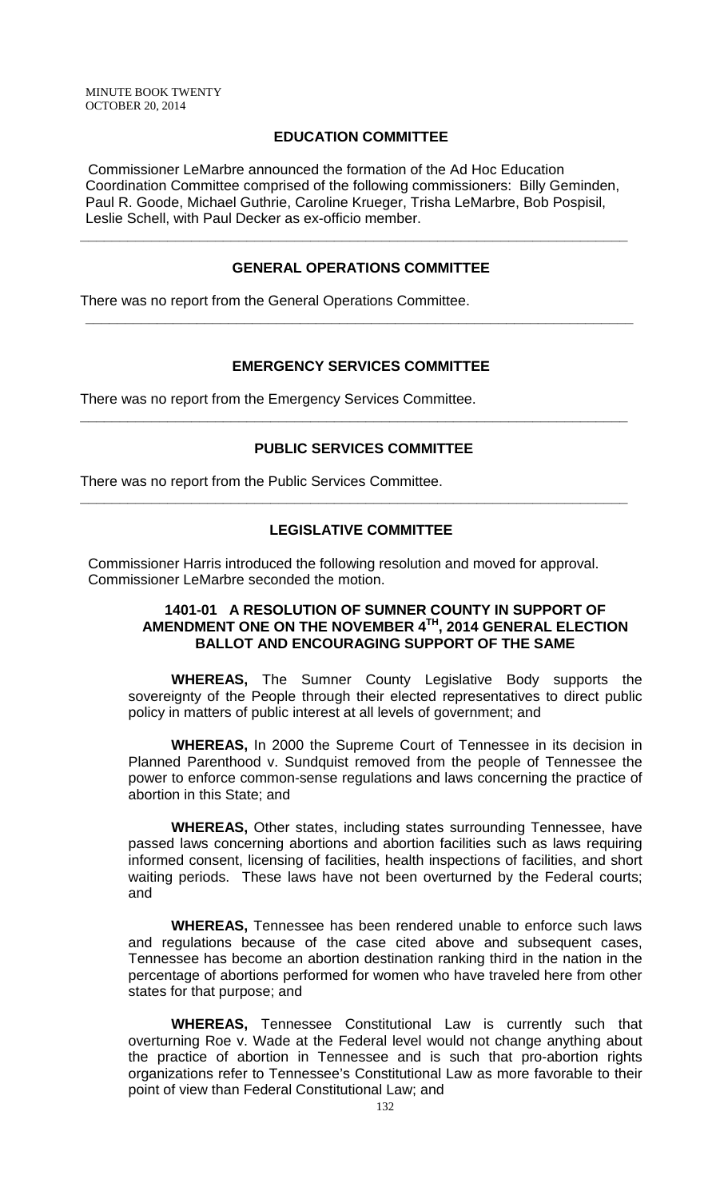## EDUCATION COMMITTEE

Commissioner LeMarbre announced the formation of the Ad Hoc Education Coordination Committee comprised of the following commissioners: Billy Geminden, Paul R. Goode, Michael Guthrie, Caroline Krueger, Trisha LeMarbre, Bob Pospisil, Leslie Schell, with Paul Decker as ex-officio member.

---

## GENERAL OPERATIONS COMMITTEE

There was no report from the General Operations Committee.

---

## EMERGENCY SERVICES COMMITTEE

There was no report from the Emergency Services Committee.

---

## PUBLIC SERVICES COMMITTEE

There was no report from the Public Services Committee.

---

## LEGISLATIVE COMMITTEE

Commissioner Harris introduced the following resolution and moved for approval. Commissioner LeMarbre seconded the motion.

### 1401-01 A RESOLUTION OF SUMNER COUNTY IN SUPPORT OF AMENDMENT ONE ON THE NOVEMBER 4TH, 2014 GENERAL ELECTION BALLOT AND ENCOURAGING SUPPORT OF THE SAME

**WHEREAS,** The Sumner County Legislative Body supports the sovereignty of the People through their elected representatives to direct public policy in matters of public interest at all levels of government; and

**WHEREAS,** In 2000 the Supreme Court of Tennessee in its decision in Planned Parenthood v. Sundquist removed from the people of Tennessee the power to enforce common-sense regulations and laws concerning the practice of abortion in this State; and

**WHEREAS,** Other states, including states surrounding Tennessee, have passed laws concerning abortions and abortion facilities such as laws requiring informed consent, licensing of facilities, health inspections of facilities, and short waiting periods. These laws have not been overturned by the Federal courts; and

**WHEREAS,** Tennessee has been rendered unable to enforce such laws and regulations because of the case cited above and subsequent cases, Tennessee has become an abortion destination ranking third in the nation in the percentage of abortions performed for women who have traveled here from other states for that purpose; and

**WHEREAS,** Tennessee Constitutional Law is currently such that overturning Roe v. Wade at the Federal level would not change anything about the practice of abortion in Tennessee and is such that pro-abortion rights organizations refer to Tennessee's Constitutional Law as more favorable to their point of view than Federal Constitutional Law; and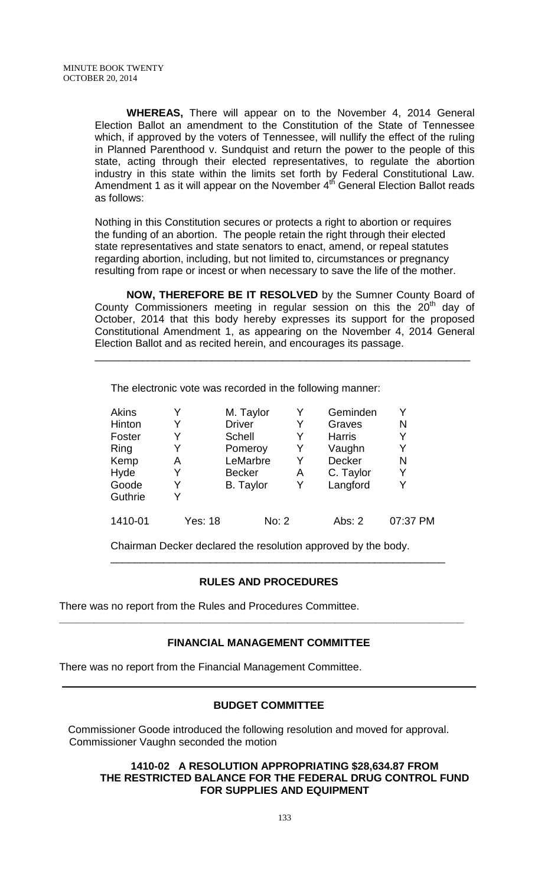**WHEREAS,** There will appear on to the November 4, 2014 General Election Ballot an amendment to the Constitution of the State of Tennessee which, if approved by the voters of Tennessee, will nullify the effect of the ruling in Planned Parenthood v. Sundquist and return the power to the people of this state, acting through their elected representatives, to regulate the abortion industry in this state within the limits set forth by Federal Constitutional Law. Amendment 1 as it will appear on the November 4th General Election Ballot reads as follows:

Nothing in this Constitution secures or protects a right to abortion or requires the funding of an abortion. The people retain the right through their elected state representatives and state senators to enact, amend, or repeal statutes regarding abortion, including, but not limited to, circumstances or pregnancy resulting from rape or incest or when necessary to save the life of the mother.

**NOW, THEREFORE BE IT RESOLVED** by the Sumner County Board of County Commissioners meeting in regular session on this the 20th day of October, 2014 that this body hereby expresses its support for the proposed Constitutional Amendment 1, as appearing on the November 4, 2014 General Election Ballot and as recited herein, and encourages its passage.

---

The electronic vote was recorded in the following manner:

| | | | | | |
|---|---|---|---|---|---|
| Akins | Y | M. Taylor | Y | Geminden | Y |
| Hinton | Y | Driver | Y | Graves | N |
| Foster | Y | Schell | Y | Harris | Y |
| Ring | Y | Pomeroy | Y | Vaughn | Y |
| Kemp | A | LeMarbre | Y | Decker | N |
| Hyde | Y | Becker | A | C. Taylor | Y |
| Goode | Y | B. Taylor | Y | Langford | Y |
| Guthrie | Y | | | | |
| 1410-01 | Yes: 18 | | No: 2 | Abs: 2 | 07:37 PM |

Chairman Decker declared the resolution approved by the body.

---

## RULES AND PROCEDURES

There was no report from the Rules and Procedures Committee.

---

## FINANCIAL MANAGEMENT COMMITTEE

There was no report from the Financial Management Committee.

---

## BUDGET COMMITTEE

Commissioner Goode introduced the following resolution and moved for approval. Commissioner Vaughn seconded the motion

**1410-02 A RESOLUTION APPROPRIATING $28,634.87 FROM THE RESTRICTED BALANCE FOR THE FEDERAL DRUG CONTROL FUND FOR SUPPLIES AND EQUIPMENT**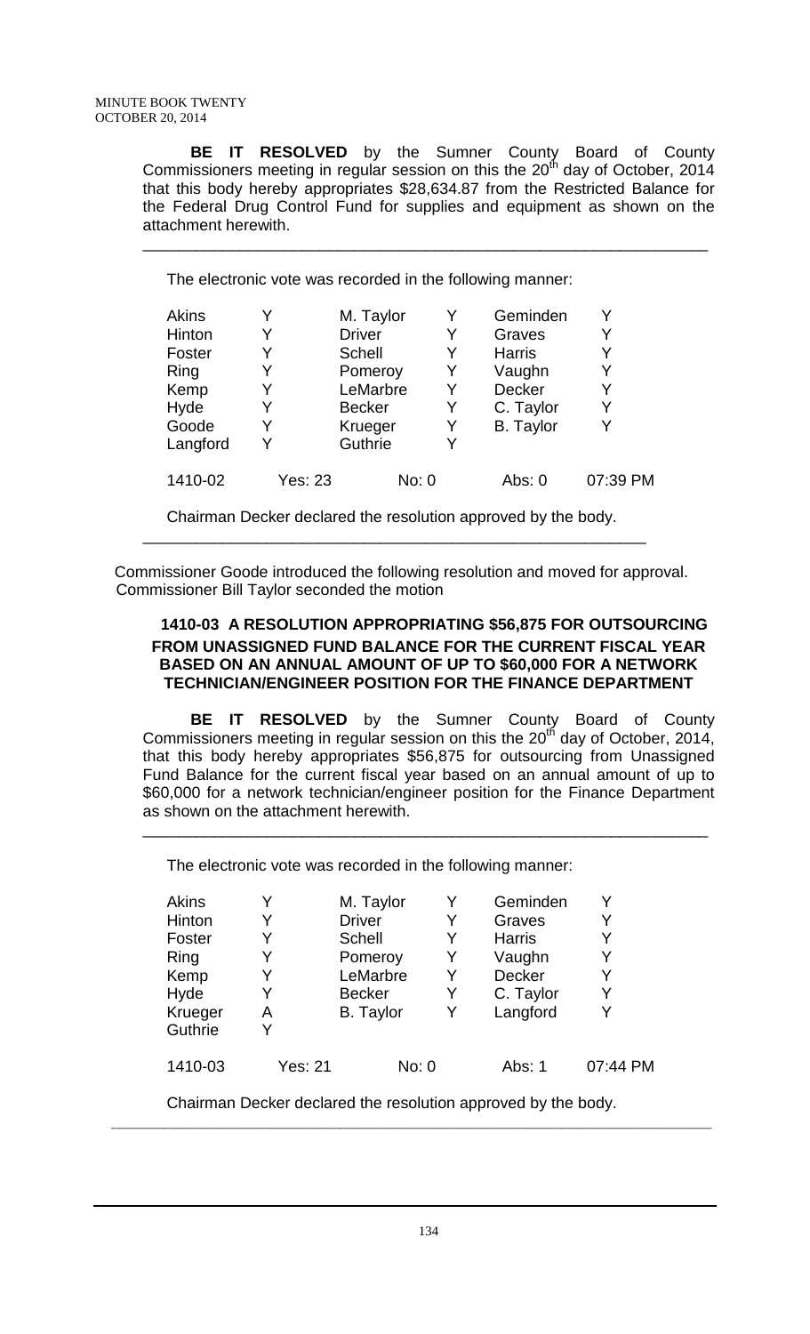**BE IT RESOLVED** by the Sumner County Board of County Commissioners meeting in regular session on this the 20th day of October, 2014 that this body hereby appropriates $28,634.87 from the Restricted Balance for the Federal Drug Control Fund for supplies and equipment as shown on the attachment herewith.

---

The electronic vote was recorded in the following manner:

| | | | | | |
|---|---|---|---|---|---|
| Akins | Y | M. Taylor | Y | Geminden | Y |
| Hinton | Y | Driver | Y | Graves | Y |
| Foster | Y | Schell | Y | Harris | Y |
| Ring | Y | Pomeroy | Y | Vaughn | Y |
| Kemp | Y | LeMarbre | Y | Decker | Y |
| Hyde | Y | Becker | Y | C. Taylor | Y |
| Goode | Y | Krueger | Y | B. Taylor | Y |
| Langford | Y | Guthrie | Y | | |
| 1410-02 | Yes: 23 | No: 0 | | Abs: 0 | 07:39 PM |

Chairman Decker declared the resolution approved by the body.

---

Commissioner Goode introduced the following resolution and moved for approval. Commissioner Bill Taylor seconded the motion

### 1410-03 A RESOLUTION APPROPRIATING $56,875 FOR OUTSOURCING FROM UNASSIGNED FUND BALANCE FOR THE CURRENT FISCAL YEAR BASED ON AN ANNUAL AMOUNT OF UP TO $60,000 FOR A NETWORK TECHNICIAN/ENGINEER POSITION FOR THE FINANCE DEPARTMENT

**BE IT RESOLVED** by the Sumner County Board of County Commissioners meeting in regular session on this the 20th day of October, 2014, that this body hereby appropriates $56,875 for outsourcing from Unassigned Fund Balance for the current fiscal year based on an annual amount of up to $60,000 for a network technician/engineer position for the Finance Department as shown on the attachment herewith.

---

The electronic vote was recorded in the following manner:

| | | | | | |
|---|---|---|---|---|---|
| Akins | Y | M. Taylor | Y | Geminden | Y |
| Hinton | Y | Driver | Y | Graves | Y |
| Foster | Y | Schell | Y | Harris | Y |
| Ring | Y | Pomeroy | Y | Vaughn | Y |
| Kemp | Y | LeMarbre | Y | Decker | Y |
| Hyde | Y | Becker | Y | C. Taylor | Y |
| Krueger | A | B. Taylor | Y | Langford | Y |
| Guthrie | Y | | | | |
| 1410-03 | Yes: 21 | No: 0 | | Abs: 1 | 07:44 PM |

Chairman Decker declared the resolution approved by the body.

---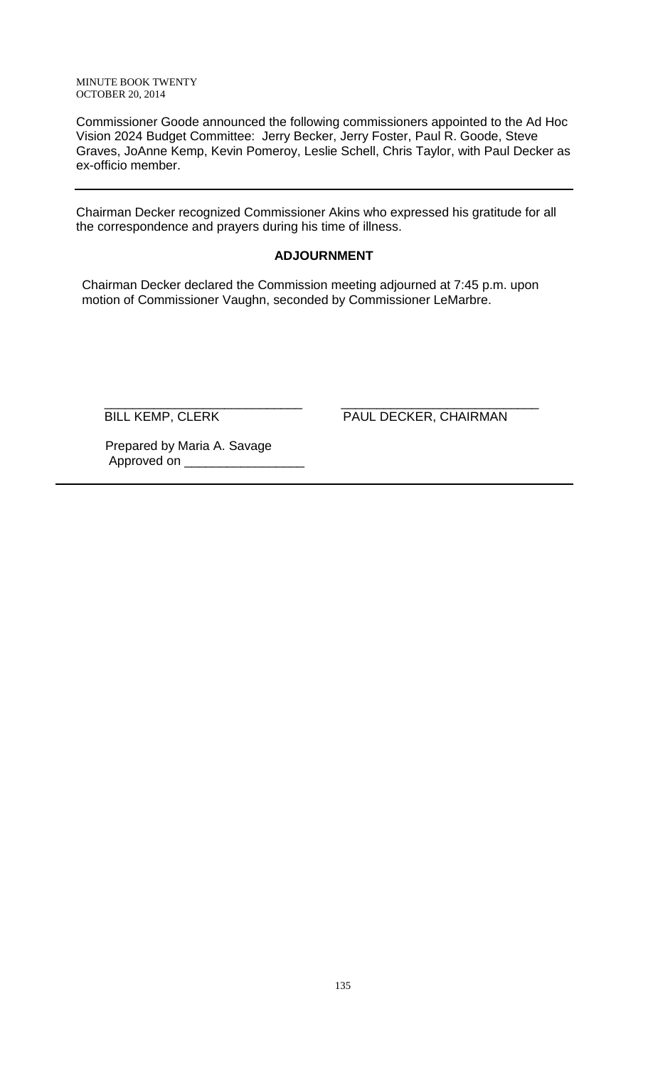Commissioner Goode announced the following commissioners appointed to the Ad Hoc Vision 2024 Budget Committee: Jerry Becker, Jerry Foster, Paul R. Goode, Steve Graves, JoAnne Kemp, Kevin Pomeroy, Leslie Schell, Chris Taylor, with Paul Decker as ex-officio member.

---

Chairman Decker recognized Commissioner Akins who expressed his gratitude for all the correspondence and prayers during his time of illness.

## ADJOURNMENT

Chairman Decker declared the Commission meeting adjourned at 7:45 p.m. upon motion of Commissioner Vaughn, seconded by Commissioner LeMarbre.

____________________________ ____________________________

BILL KEMP, CLERK PAUL DECKER, CHAIRMAN

Prepared by Maria A. Savage

Approved on _________________